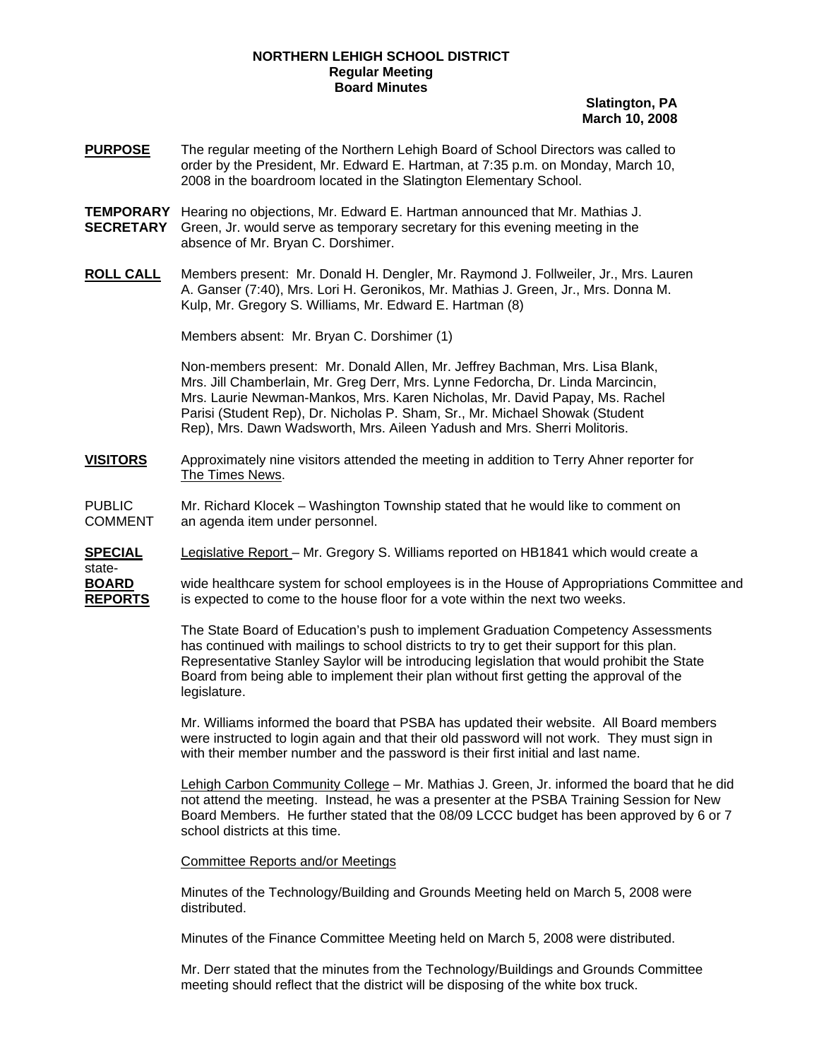**NORTHERN LEHIGH SCHOOL DISTRICT**
**Regular Meeting**
**Board Minutes**

**Slatington, PA**
**March 10, 2008**

**PURPOSE** The regular meeting of the Northern Lehigh Board of School Directors was called to order by the President, Mr. Edward E. Hartman, at 7:35 p.m. on Monday, March 10, 2008 in the boardroom located in the Slatington Elementary School.

**TEMPORARY SECRETARY** Hearing no objections, Mr. Edward E. Hartman announced that Mr. Mathias J. Green, Jr. would serve as temporary secretary for this evening meeting in the absence of Mr. Bryan C. Dorshimer.

**ROLL CALL** Members present: Mr. Donald H. Dengler, Mr. Raymond J. Follweiler, Jr., Mrs. Lauren A. Ganser (7:40), Mrs. Lori H. Geronikos, Mr. Mathias J. Green, Jr., Mrs. Donna M. Kulp, Mr. Gregory S. Williams, Mr. Edward E. Hartman (8)

Members absent: Mr. Bryan C. Dorshimer (1)

Non-members present: Mr. Donald Allen, Mr. Jeffrey Bachman, Mrs. Lisa Blank, Mrs. Jill Chamberlain, Mr. Greg Derr, Mrs. Lynne Fedorcha, Dr. Linda Marcincin, Mrs. Laurie Newman-Mankos, Mrs. Karen Nicholas, Mr. David Papay, Ms. Rachel Parisi (Student Rep), Dr. Nicholas P. Sham, Sr., Mr. Michael Showak (Student Rep), Mrs. Dawn Wadsworth, Mrs. Aileen Yadush and Mrs. Sherri Molitoris.

**VISITORS** Approximately nine visitors attended the meeting in addition to Terry Ahner reporter for The Times News.

PUBLIC COMMENT Mr. Richard Klocek – Washington Township stated that he would like to comment on an agenda item under personnel.

**SPECIAL BOARD REPORTS** Legislative Report – Mr. Gregory S. Williams reported on HB1841 which would create a state-wide healthcare system for school employees is in the House of Appropriations Committee and is expected to come to the house floor for a vote within the next two weeks.

The State Board of Education's push to implement Graduation Competency Assessments has continued with mailings to school districts to try to get their support for this plan. Representative Stanley Saylor will be introducing legislation that would prohibit the State Board from being able to implement their plan without first getting the approval of the legislature.

Mr. Williams informed the board that PSBA has updated their website. All Board members were instructed to login again and that their old password will not work. They must sign in with their member number and the password is their first initial and last name.

Lehigh Carbon Community College – Mr. Mathias J. Green, Jr. informed the board that he did not attend the meeting. Instead, he was a presenter at the PSBA Training Session for New Board Members. He further stated that the 08/09 LCCC budget has been approved by 6 or 7 school districts at this time.

Committee Reports and/or Meetings

Minutes of the Technology/Building and Grounds Meeting held on March 5, 2008 were distributed.

Minutes of the Finance Committee Meeting held on March 5, 2008 were distributed.

Mr. Derr stated that the minutes from the Technology/Buildings and Grounds Committee meeting should reflect that the district will be disposing of the white box truck.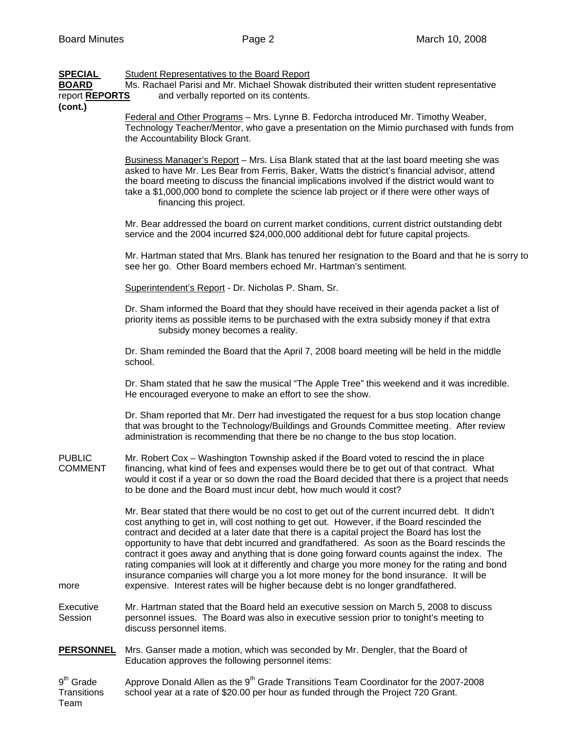**SPECIAL BOARD REPORTS (cont.)**

Student Representatives to the Board Report
Ms. Rachael Parisi and Mr. Michael Showak distributed their written student representative report and verbally reported on its contents.

Federal and Other Programs – Mrs. Lynne B. Fedorcha introduced Mr. Timothy Weaber, Technology Teacher/Mentor, who gave a presentation on the Mimio purchased with funds from the Accountability Block Grant.

Business Manager's Report – Mrs. Lisa Blank stated that at the last board meeting she was asked to have Mr. Les Bear from Ferris, Baker, Watts the district's financial advisor, attend the board meeting to discuss the financial implications involved if the district would want to take a $1,000,000 bond to complete the science lab project or if there were other ways of financing this project.

Mr. Bear addressed the board on current market conditions, current district outstanding debt service and the 2004 incurred $24,000,000 additional debt for future capital projects.

Mr. Hartman stated that Mrs. Blank has tenured her resignation to the Board and that he is sorry to see her go. Other Board members echoed Mr. Hartman's sentiment.

Superintendent's Report - Dr. Nicholas P. Sham, Sr.

Dr. Sham informed the Board that they should have received in their agenda packet a list of priority items as possible items to be purchased with the extra subsidy money if that extra subsidy money becomes a reality.

Dr. Sham reminded the Board that the April 7, 2008 board meeting will be held in the middle school.

Dr. Sham stated that he saw the musical "The Apple Tree" this weekend and it was incredible. He encouraged everyone to make an effort to see the show.

Dr. Sham reported that Mr. Derr had investigated the request for a bus stop location change that was brought to the Technology/Buildings and Grounds Committee meeting. After review administration is recommending that there be no change to the bus stop location.

PUBLIC COMMENT

Mr. Robert Cox – Washington Township asked if the Board voted to rescind the in place financing, what kind of fees and expenses would there be to get out of that contract. What would it cost if a year or so down the road the Board decided that there is a project that needs to be done and the Board must incur debt, how much would it cost?

Mr. Bear stated that there would be no cost to get out of the current incurred debt. It didn't cost anything to get in, will cost nothing to get out. However, if the Board rescinded the contract and decided at a later date that there is a capital project the Board has lost the opportunity to have that debt incurred and grandfathered. As soon as the Board rescinds the contract it goes away and anything that is done going forward counts against the index. The rating companies will look at it differently and charge you more money for the rating and bond insurance companies will charge you a lot more money for the bond insurance. It will be more expensive. Interest rates will be higher because debt is no longer grandfathered.

Executive Session

Mr. Hartman stated that the Board held an executive session on March 5, 2008 to discuss personnel issues. The Board was also in executive session prior to tonight's meeting to discuss personnel items.

**PERSONNEL**

Mrs. Ganser made a motion, which was seconded by Mr. Dengler, that the Board of Education approves the following personnel items:

9th Grade Transitions Team

Approve Donald Allen as the 9th Grade Transitions Team Coordinator for the 2007-2008 school year at a rate of $20.00 per hour as funded through the Project 720 Grant.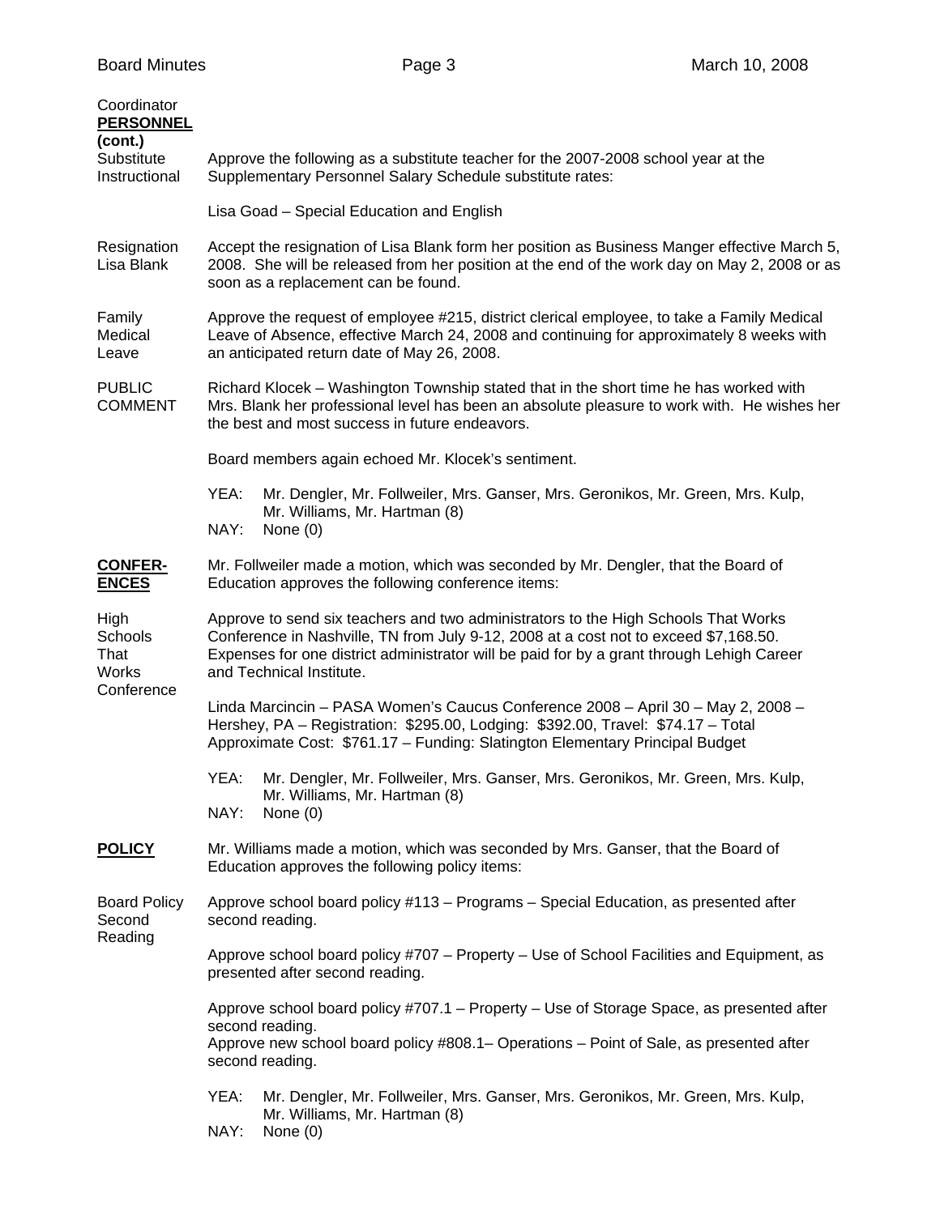Coordinator

**PERSONNEL (cont.)**

Substitute Instructional

Approve the following as a substitute teacher for the 2007-2008 school year at the Supplementary Personnel Salary Schedule substitute rates:

Lisa Goad – Special Education and English

Resignation Lisa Blank

Accept the resignation of Lisa Blank form her position as Business Manger effective March 5, 2008. She will be released from her position at the end of the work day on May 2, 2008 or as soon as a replacement can be found.

Family Medical Leave

Approve the request of employee #215, district clerical employee, to take a Family Medical Leave of Absence, effective March 24, 2008 and continuing for approximately 8 weeks with an anticipated return date of May 26, 2008.

PUBLIC COMMENT

Richard Klocek – Washington Township stated that in the short time he has worked with Mrs. Blank her professional level has been an absolute pleasure to work with. He wishes her the best and most success in future endeavors.

Board members again echoed Mr. Klocek's sentiment.

YEA: Mr. Dengler, Mr. Follweiler, Mrs. Ganser, Mrs. Geronikos, Mr. Green, Mrs. Kulp, Mr. Williams, Mr. Hartman (8)
NAY: None (0)

**CONFER-ENCES**

Mr. Follweiler made a motion, which was seconded by Mr. Dengler, that the Board of Education approves the following conference items:

High Schools That Works Conference

Approve to send six teachers and two administrators to the High Schools That Works Conference in Nashville, TN from July 9-12, 2008 at a cost not to exceed $7,168.50. Expenses for one district administrator will be paid for by a grant through Lehigh Career and Technical Institute.

Linda Marcincin – PASA Women's Caucus Conference 2008 – April 30 – May 2, 2008 – Hershey, PA – Registration: $295.00, Lodging: $392.00, Travel: $74.17 – Total Approximate Cost: $761.17 – Funding: Slatington Elementary Principal Budget

YEA: Mr. Dengler, Mr. Follweiler, Mrs. Ganser, Mrs. Geronikos, Mr. Green, Mrs. Kulp, Mr. Williams, Mr. Hartman (8)
NAY: None (0)

**POLICY**

Mr. Williams made a motion, which was seconded by Mrs. Ganser, that the Board of Education approves the following policy items:

Board Policy Second Reading

Approve school board policy #113 – Programs – Special Education, as presented after second reading.

Approve school board policy #707 – Property – Use of School Facilities and Equipment, as presented after second reading.

Approve school board policy #707.1 – Property – Use of Storage Space, as presented after second reading.
Approve new school board policy #808.1– Operations – Point of Sale, as presented after second reading.

YEA: Mr. Dengler, Mr. Follweiler, Mrs. Ganser, Mrs. Geronikos, Mr. Green, Mrs. Kulp, Mr. Williams, Mr. Hartman (8)
NAY: None (0)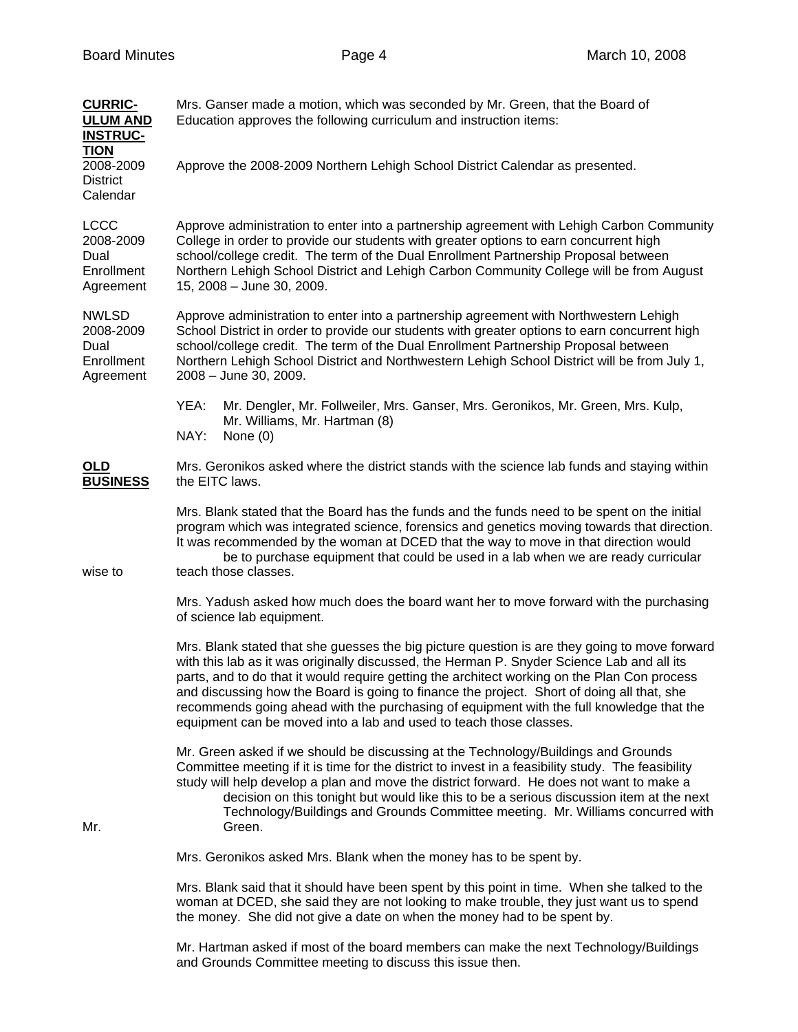**CURRICULUM AND INSTRUCTION**

Mrs. Ganser made a motion, which was seconded by Mr. Green, that the Board of Education approves the following curriculum and instruction items:

2008-2009 District Calendar

Approve the 2008-2009 Northern Lehigh School District Calendar as presented.

LCCC 2008-2009 Dual Enrollment Agreement

Approve administration to enter into a partnership agreement with Lehigh Carbon Community College in order to provide our students with greater options to earn concurrent high school/college credit. The term of the Dual Enrollment Partnership Proposal between Northern Lehigh School District and Lehigh Carbon Community College will be from August 15, 2008 – June 30, 2009.

NWLSD 2008-2009 Dual Enrollment Agreement

Approve administration to enter into a partnership agreement with Northwestern Lehigh School District in order to provide our students with greater options to earn concurrent high school/college credit. The term of the Dual Enrollment Partnership Proposal between Northern Lehigh School District and Northwestern Lehigh School District will be from July 1, 2008 – June 30, 2009.

YEA: Mr. Dengler, Mr. Follweiler, Mrs. Ganser, Mrs. Geronikos, Mr. Green, Mrs. Kulp, Mr. Williams, Mr. Hartman (8)
NAY: None (0)

**OLD BUSINESS**

Mrs. Geronikos asked where the district stands with the science lab funds and staying within the EITC laws.

Mrs. Blank stated that the Board has the funds and the funds need to be spent on the initial program which was integrated science, forensics and genetics moving towards that direction. It was recommended by the woman at DCED that the way to move in that direction would be to purchase equipment that could be used in a lab when we are ready curricular wise to teach those classes.

Mrs. Yadush asked how much does the board want her to move forward with the purchasing of science lab equipment.

Mrs. Blank stated that she guesses the big picture question is are they going to move forward with this lab as it was originally discussed, the Herman P. Snyder Science Lab and all its parts, and to do that it would require getting the architect working on the Plan Con process and discussing how the Board is going to finance the project. Short of doing all that, she recommends going ahead with the purchasing of equipment with the full knowledge that the equipment can be moved into a lab and used to teach those classes.

Mr. Green asked if we should be discussing at the Technology/Buildings and Grounds Committee meeting if it is time for the district to invest in a feasibility study. The feasibility study will help develop a plan and move the district forward. He does not want to make a decision on this tonight but would like this to be a serious discussion item at the next Technology/Buildings and Grounds Committee meeting. Mr. Williams concurred with Mr. Green.

Mrs. Geronikos asked Mrs. Blank when the money has to be spent by.

Mrs. Blank said that it should have been spent by this point in time. When she talked to the woman at DCED, she said they are not looking to make trouble, they just want us to spend the money. She did not give a date on when the money had to be spent by.

Mr. Hartman asked if most of the board members can make the next Technology/Buildings and Grounds Committee meeting to discuss this issue then.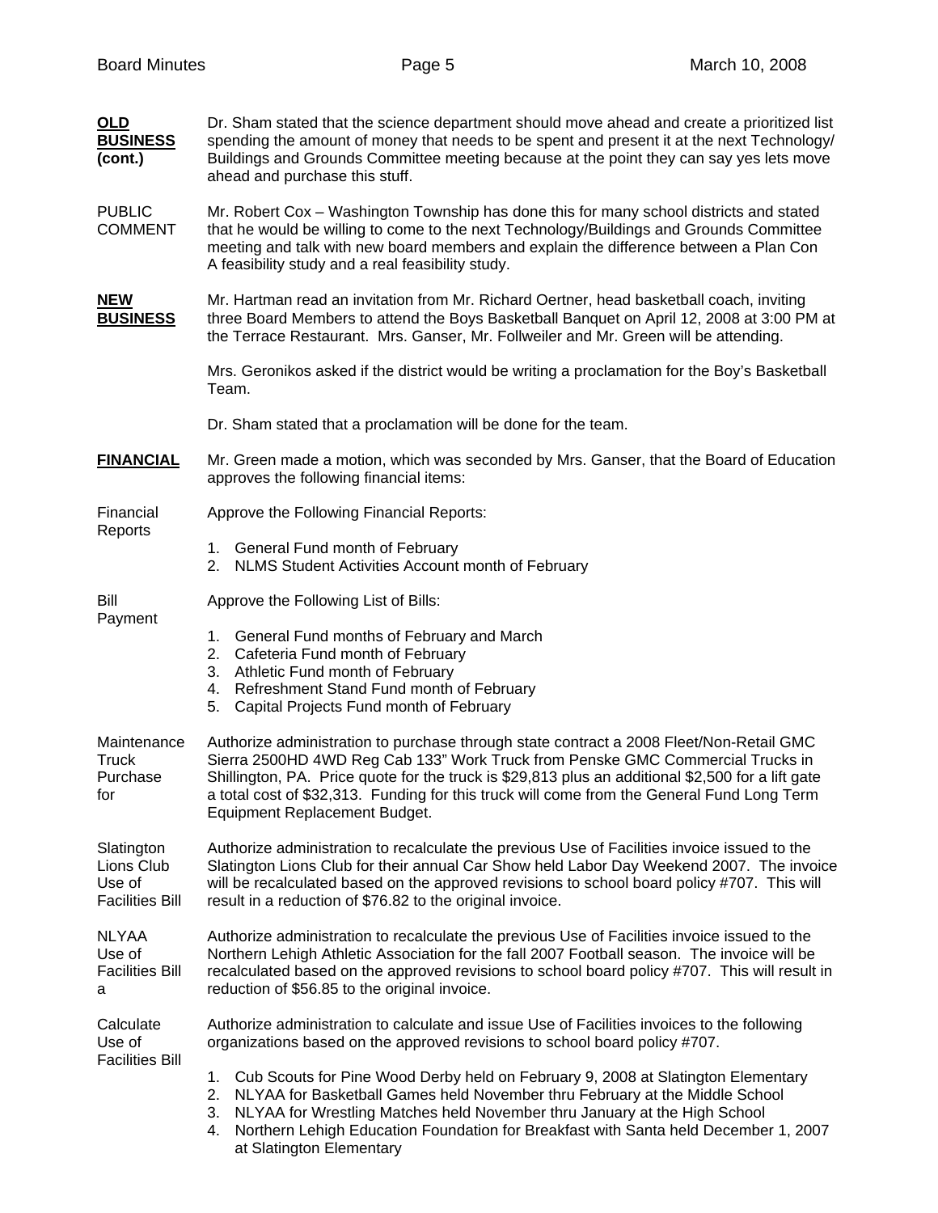**OLD BUSINESS (cont.)**

Dr. Sham stated that the science department should move ahead and create a prioritized list spending the amount of money that needs to be spent and present it at the next Technology/ Buildings and Grounds Committee meeting because at the point they can say yes lets move ahead and purchase this stuff.

PUBLIC COMMENT

Mr. Robert Cox – Washington Township has done this for many school districts and stated that he would be willing to come to the next Technology/Buildings and Grounds Committee meeting and talk with new board members and explain the difference between a Plan Con A feasibility study and a real feasibility study.

**NEW BUSINESS**

Mr. Hartman read an invitation from Mr. Richard Oertner, head basketball coach, inviting three Board Members to attend the Boys Basketball Banquet on April 12, 2008 at 3:00 PM at the Terrace Restaurant. Mrs. Ganser, Mr. Follweiler and Mr. Green will be attending.

Mrs. Geronikos asked if the district would be writing a proclamation for the Boy's Basketball Team.

Dr. Sham stated that a proclamation will be done for the team.

**FINANCIAL**

Mr. Green made a motion, which was seconded by Mrs. Ganser, that the Board of Education approves the following financial items:

Financial Reports

Approve the Following Financial Reports:

1. General Fund month of February
2. NLMS Student Activities Account month of February

Bill Payment

Approve the Following List of Bills:

1. General Fund months of February and March
2. Cafeteria Fund month of February
3. Athletic Fund month of February
4. Refreshment Stand Fund month of February
5. Capital Projects Fund month of February

Maintenance Truck Purchase for

Authorize administration to purchase through state contract a 2008 Fleet/Non-Retail GMC Sierra 2500HD 4WD Reg Cab 133" Work Truck from Penske GMC Commercial Trucks in Shillington, PA. Price quote for the truck is $29,813 plus an additional $2,500 for a lift gate a total cost of $32,313. Funding for this truck will come from the General Fund Long Term Equipment Replacement Budget.

Slatington Lions Club Use of Facilities Bill

Authorize administration to recalculate the previous Use of Facilities invoice issued to the Slatington Lions Club for their annual Car Show held Labor Day Weekend 2007. The invoice will be recalculated based on the approved revisions to school board policy #707. This will result in a reduction of $76.82 to the original invoice.

NLYAA Use of Facilities Bill a

Authorize administration to recalculate the previous Use of Facilities invoice issued to the Northern Lehigh Athletic Association for the fall 2007 Football season. The invoice will be recalculated based on the approved revisions to school board policy #707. This will result in reduction of $56.85 to the original invoice.

Calculate Use of Facilities Bill

Authorize administration to calculate and issue Use of Facilities invoices to the following organizations based on the approved revisions to school board policy #707.

1. Cub Scouts for Pine Wood Derby held on February 9, 2008 at Slatington Elementary
2. NLYAA for Basketball Games held November thru February at the Middle School
3. NLYAA for Wrestling Matches held November thru January at the High School
4. Northern Lehigh Education Foundation for Breakfast with Santa held December 1, 2007 at Slatington Elementary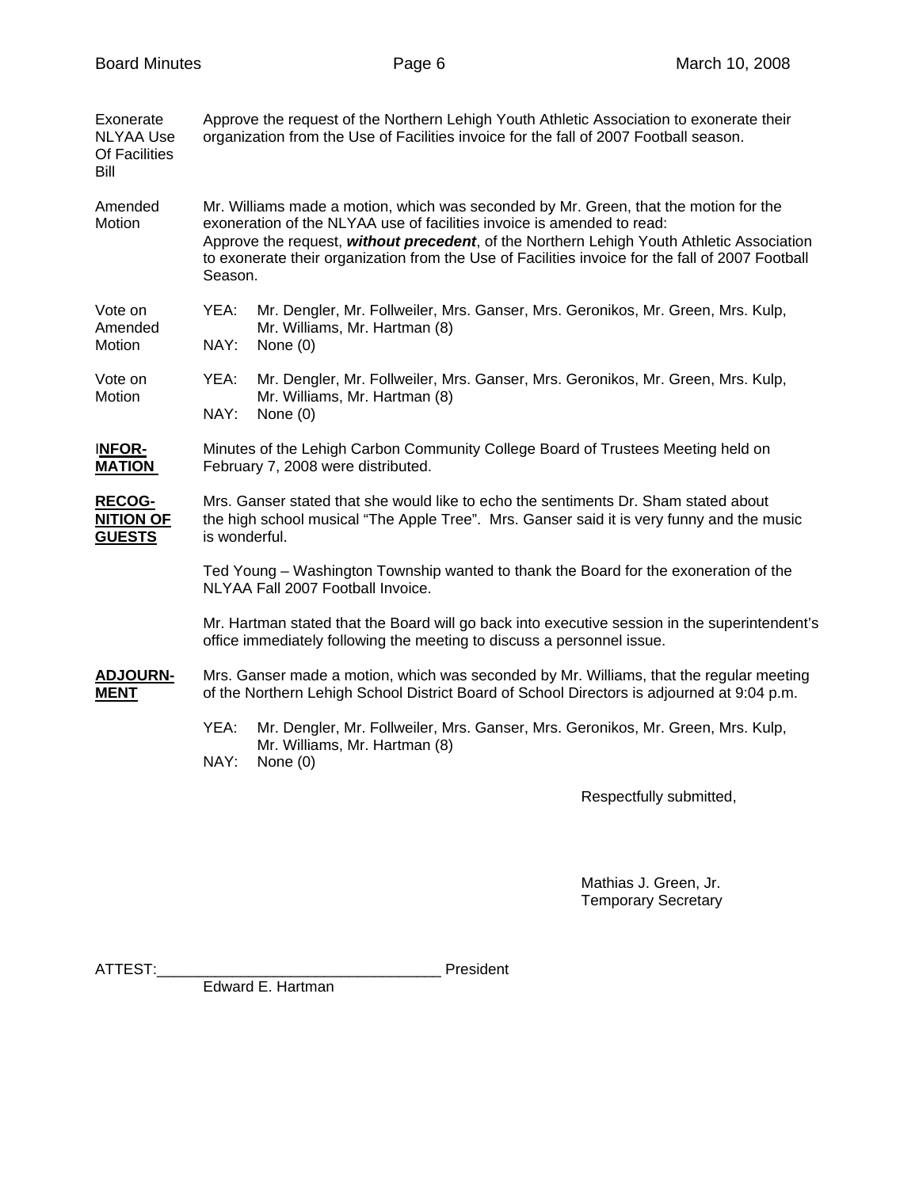Exonerate NLYAA Use Of Facilities Bill — Approve the request of the Northern Lehigh Youth Athletic Association to exonerate their organization from the Use of Facilities invoice for the fall of 2007 Football season.

Amended Motion — Mr. Williams made a motion, which was seconded by Mr. Green, that the motion for the exoneration of the NLYAA use of facilities invoice is amended to read:
Approve the request, ***without precedent***, of the Northern Lehigh Youth Athletic Association to exonerate their organization from the Use of Facilities invoice for the fall of 2007 Football Season.

Vote on Amended Motion
YEA: Mr. Dengler, Mr. Follweiler, Mrs. Ganser, Mrs. Geronikos, Mr. Green, Mrs. Kulp, Mr. Williams, Mr. Hartman (8)
NAY: None (0)

Vote on Motion
YEA: Mr. Dengler, Mr. Follweiler, Mrs. Ganser, Mrs. Geronikos, Mr. Green, Mrs. Kulp, Mr. Williams, Mr. Hartman (8)
NAY: None (0)

**INFORMATION** — Minutes of the Lehigh Carbon Community College Board of Trustees Meeting held on February 7, 2008 were distributed.

**RECOGNITION OF GUESTS** — Mrs. Ganser stated that she would like to echo the sentiments Dr. Sham stated about the high school musical "The Apple Tree". Mrs. Ganser said it is very funny and the music is wonderful.

Ted Young – Washington Township wanted to thank the Board for the exoneration of the NLYAA Fall 2007 Football Invoice.

Mr. Hartman stated that the Board will go back into executive session in the superintendent's office immediately following the meeting to discuss a personnel issue.

**ADJOURNMENT** — Mrs. Ganser made a motion, which was seconded by Mr. Williams, that the regular meeting of the Northern Lehigh School District Board of School Directors is adjourned at 9:04 p.m.

YEA: Mr. Dengler, Mr. Follweiler, Mrs. Ganser, Mrs. Geronikos, Mr. Green, Mrs. Kulp, Mr. Williams, Mr. Hartman (8)
NAY: None (0)

Respectfully submitted,

Mathias J. Green, Jr.
Temporary Secretary

ATTEST:_________________________________ President
Edward E. Hartman